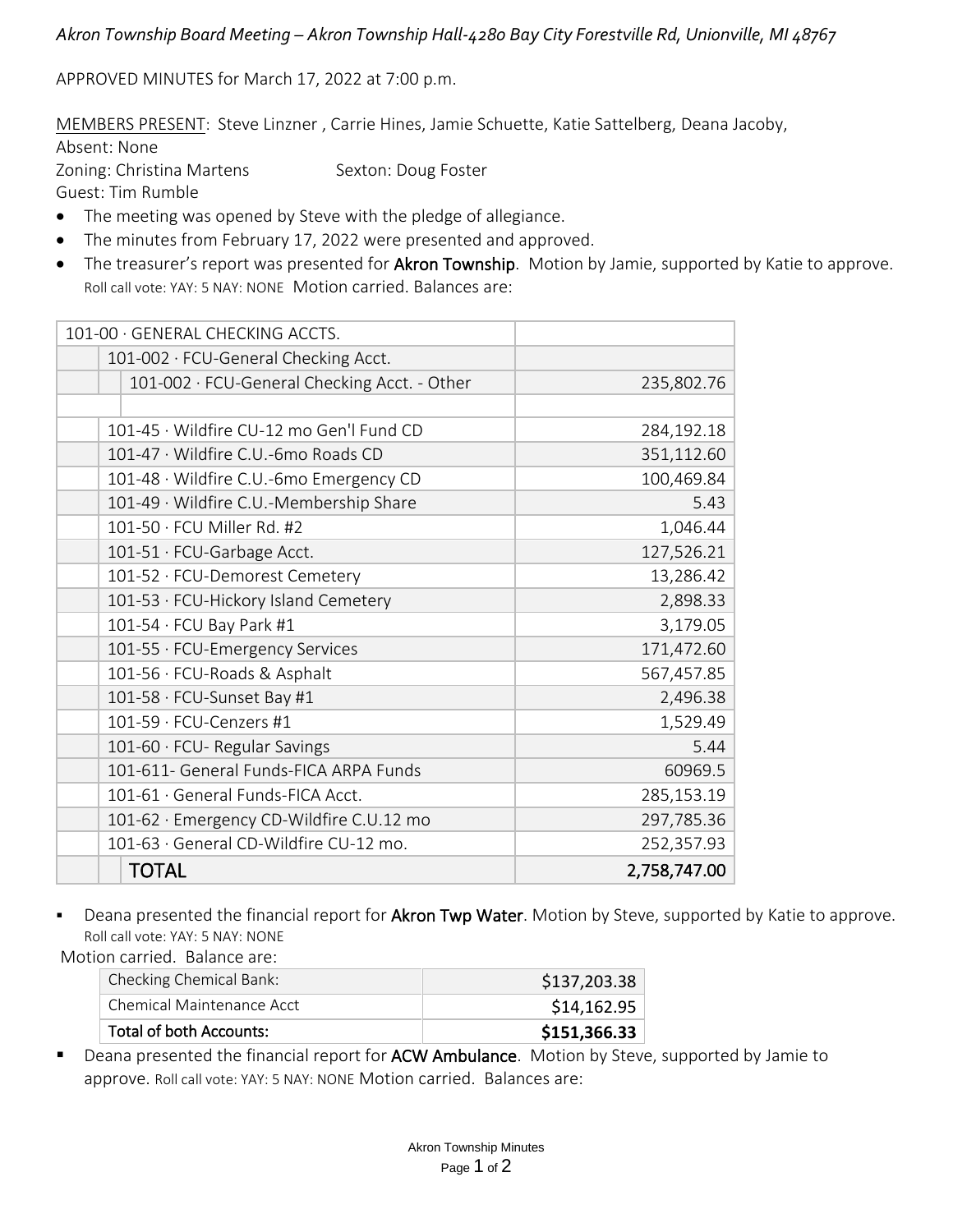*Akron Township Board Meeting – Akron Township Hall-4280 Bay City Forestville Rd, Unionville, MI 48767*

APPROVED MINUTES for March 17, 2022 at 7:00 p.m.

MEMBERS PRESENT: Steve Linzner , Carrie Hines, Jamie Schuette, Katie Sattelberg, Deana Jacoby,
Absent: None
Zoning: Christina Martens Sexton: Doug Foster
Guest: Tim Rumble

- The meeting was opened by Steve with the pledge of allegiance.
- The minutes from February 17, 2022 were presented and approved.
- The treasurer's report was presented for **Akron Township**. Motion by Jamie, supported by Katie to approve. Roll call vote: YAY: 5 NAY: NONE Motion carried. Balances are:

| Account | Balance |
|---|---|
| 101-00 · GENERAL CHECKING ACCTS. | |
| 101-002 · FCU-General Checking Acct. | |
| 101-002 · FCU-General Checking Acct. - Other | 235,802.76 |
| | |
| 101-45 · Wildfire CU-12 mo Gen'l Fund CD | 284,192.18 |
| 101-47 · Wildfire C.U.-6mo Roads CD | 351,112.60 |
| 101-48 · Wildfire C.U.-6mo Emergency CD | 100,469.84 |
| 101-49 · Wildfire C.U.-Membership Share | 5.43 |
| 101-50 · FCU Miller Rd. #2 | 1,046.44 |
| 101-51 · FCU-Garbage Acct. | 127,526.21 |
| 101-52 · FCU-Demorest Cemetery | 13,286.42 |
| 101-53 · FCU-Hickory Island Cemetery | 2,898.33 |
| 101-54 · FCU Bay Park #1 | 3,179.05 |
| 101-55 · FCU-Emergency Services | 171,472.60 |
| 101-56 · FCU-Roads & Asphalt | 567,457.85 |
| 101-58 · FCU-Sunset Bay #1 | 2,496.38 |
| 101-59 · FCU-Cenzers #1 | 1,529.49 |
| 101-60 · FCU- Regular Savings | 5.44 |
| 101-611- General Funds-FICA ARPA Funds | 60969.5 |
| 101-61 · General Funds-FICA Acct. | 285,153.19 |
| 101-62 · Emergency CD-Wildfire C.U.12 mo | 297,785.36 |
| 101-63 · General CD-Wildfire CU-12 mo. | 252,357.93 |
| TOTAL | 2,758,747.00 |

- Deana presented the financial report for **Akron Twp Water**. Motion by Steve, supported by Katie to approve. Roll call vote: YAY: 5 NAY: NONE

Motion carried. Balance are:

| Account | Balance |
|---|---|
| Checking Chemical Bank: | $137,203.38 |
| Chemical Maintenance Acct | $14,162.95 |
| **Total of both Accounts:** | **$151,366.33** |

- Deana presented the financial report for **ACW Ambulance**. Motion by Steve, supported by Jamie to approve. Roll call vote: YAY: 5 NAY: NONE Motion carried. Balances are: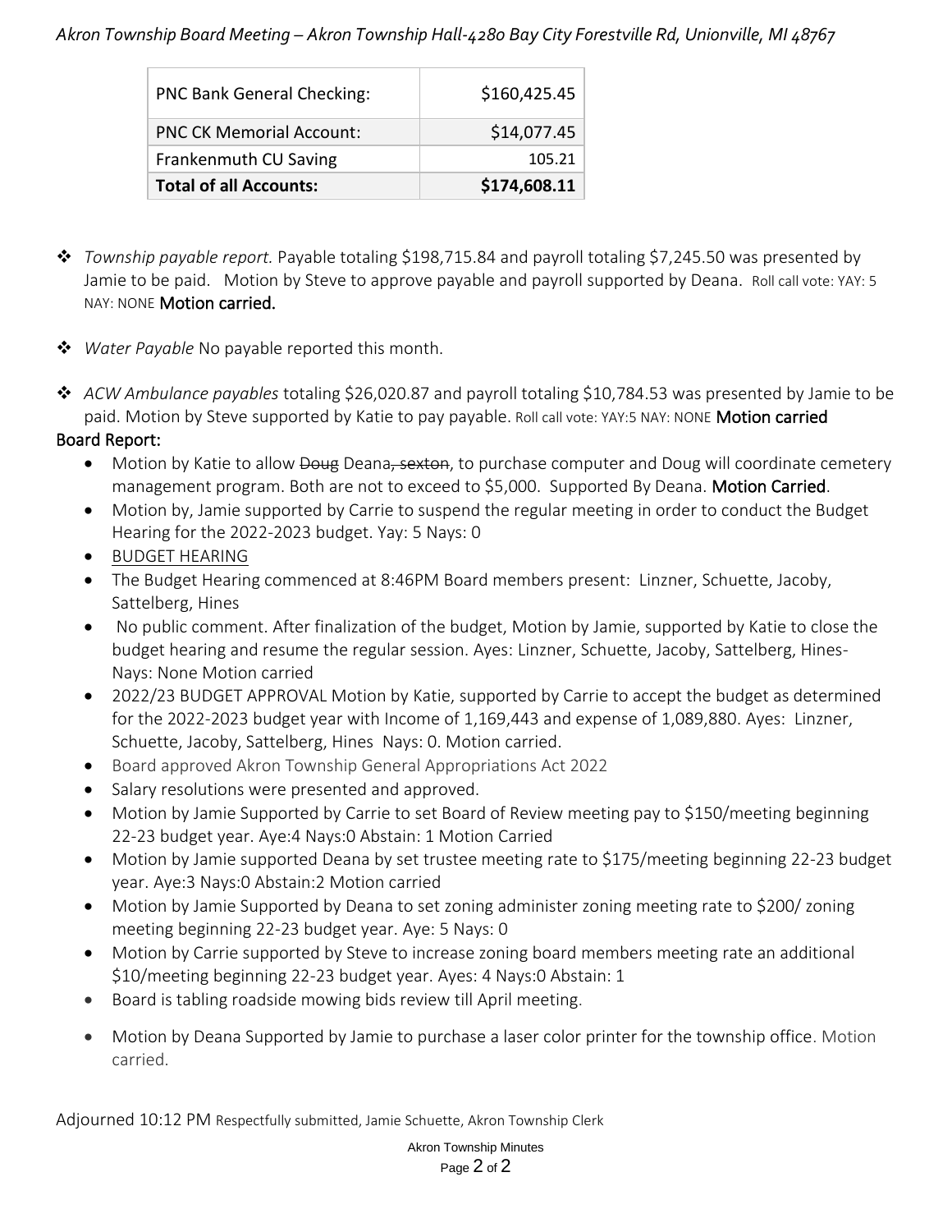| | |
|---|---|
| PNC Bank General Checking: | $160,425.45 |
| PNC CK Memorial Account: | $14,077.45 |
| Frankenmuth CU Saving | 105.21 |
| **Total of all Accounts:** | **$174,608.11** |

- *Township payable report.* Payable totaling $198,715.84 and payroll totaling $7,245.50 was presented by Jamie to be paid. Motion by Steve to approve payable and payroll supported by Deana. Roll call vote: YAY: 5 NAY: NONE **Motion carried.**

- *Water Payable* No payable reported this month.

- *ACW Ambulance payables* totaling $26,020.87 and payroll totaling $10,784.53 was presented by Jamie to be paid. Motion by Steve supported by Katie to pay payable. Roll call vote: YAY:5 NAY: NONE **Motion carried**

**Board Report:**

- Motion by Katie to allow ~~Doug~~ Deana~~, sexton~~, to purchase computer and Doug will coordinate cemetery management program. Both are not to exceed to $5,000. Supported By Deana. **Motion Carried**.
- Motion by, Jamie supported by Carrie to suspend the regular meeting in order to conduct the Budget Hearing for the 2022-2023 budget. Yay: 5 Nays: 0
- BUDGET HEARING
- The Budget Hearing commenced at 8:46PM Board members present: Linzner, Schuette, Jacoby, Sattelberg, Hines
- No public comment. After finalization of the budget, Motion by Jamie, supported by Katie to close the budget hearing and resume the regular session. Ayes: Linzner, Schuette, Jacoby, Sattelberg, Hines- Nays: None Motion carried
- 2022/23 BUDGET APPROVAL Motion by Katie, supported by Carrie to accept the budget as determined for the 2022-2023 budget year with Income of 1,169,443 and expense of 1,089,880. Ayes: Linzner, Schuette, Jacoby, Sattelberg, Hines Nays: 0. Motion carried.
- Board approved Akron Township General Appropriations Act 2022
- Salary resolutions were presented and approved.
- Motion by Jamie Supported by Carrie to set Board of Review meeting pay to $150/meeting beginning 22-23 budget year. Aye:4 Nays:0 Abstain: 1 Motion Carried
- Motion by Jamie supported Deana by set trustee meeting rate to $175/meeting beginning 22-23 budget year. Aye:3 Nays:0 Abstain:2 Motion carried
- Motion by Jamie Supported by Deana to set zoning administer zoning meeting rate to $200/ zoning meeting beginning 22-23 budget year. Aye: 5 Nays: 0
- Motion by Carrie supported by Steve to increase zoning board members meeting rate an additional $10/meeting beginning 22-23 budget year. Ayes: 4 Nays:0 Abstain: 1
- Board is tabling roadside mowing bids review till April meeting.
- Motion by Deana Supported by Jamie to purchase a laser color printer for the township office. Motion carried.

Adjourned 10:12 PM Respectfully submitted, Jamie Schuette, Akron Township Clerk